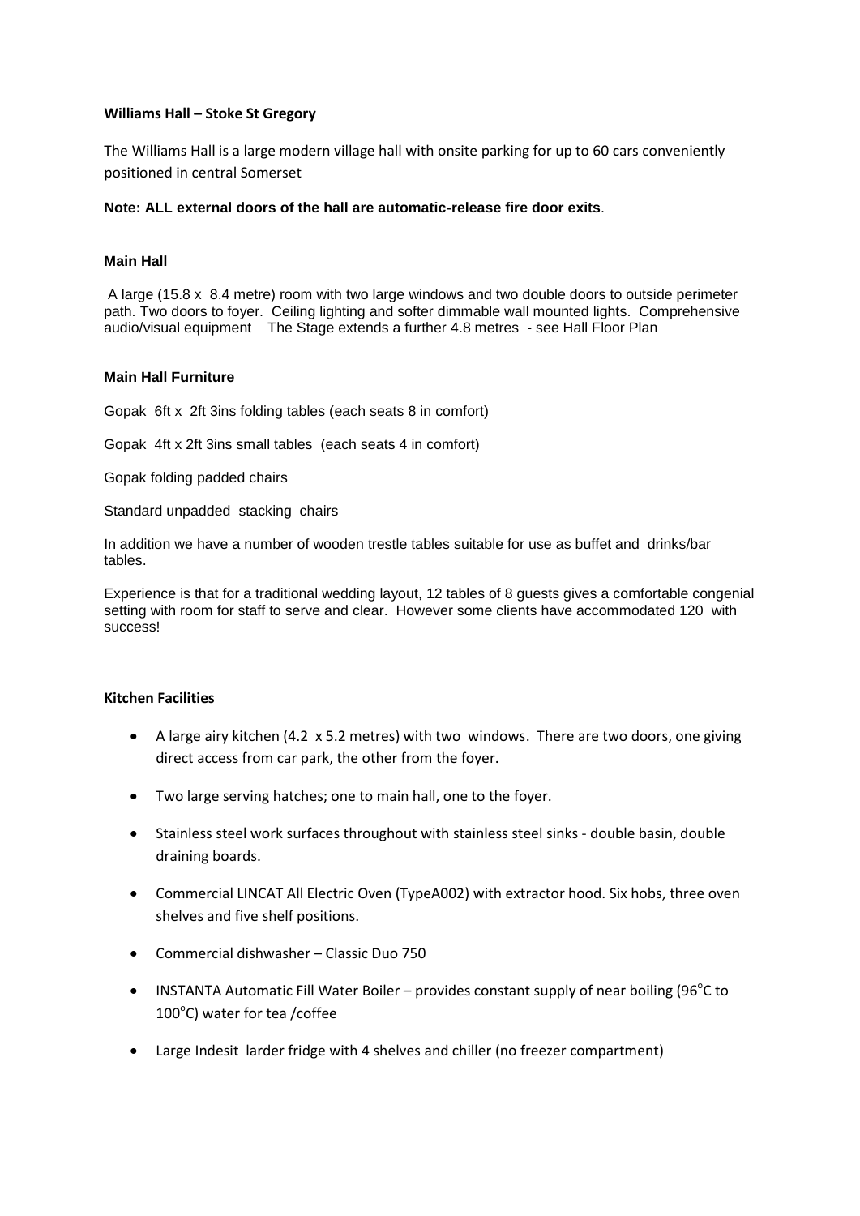# Williams Hall – Stoke St Gregory

The Williams Hall is a large modern village hall with onsite parking for up to 60 cars conveniently positioned in central Somerset

**Note: ALL external doors of the hall are automatic-release fire door exits**.

## Main Hall

A large (15.8 x 8.4 metre) room with two large windows and two double doors to outside perimeter path. Two doors to foyer. Ceiling lighting and softer dimmable wall mounted lights. Comprehensive audio/visual equipment The Stage extends a further 4.8 metres - see Hall Floor Plan

## Main Hall Furniture

Gopak 6ft x 2ft 3ins folding tables (each seats 8 in comfort)

Gopak 4ft x 2ft 3ins small tables (each seats 4 in comfort)

Gopak folding padded chairs

Standard unpadded stacking chairs

In addition we have a number of wooden trestle tables suitable for use as buffet and drinks/bar tables.

Experience is that for a traditional wedding layout, 12 tables of 8 guests gives a comfortable congenial setting with room for staff to serve and clear. However some clients have accommodated 120 with success!

## Kitchen Facilities

- A large airy kitchen (4.2 x 5.2 metres) with two windows. There are two doors, one giving direct access from car park, the other from the foyer.
- Two large serving hatches; one to main hall, one to the foyer.
- Stainless steel work surfaces throughout with stainless steel sinks - double basin, double draining boards.
- Commercial LINCAT All Electric Oven (TypeA002) with extractor hood. Six hobs, three oven shelves and five shelf positions.
- Commercial dishwasher – Classic Duo 750
- INSTANTA Automatic Fill Water Boiler – provides constant supply of near boiling (96°C to 100°C) water for tea /coffee
- Large Indesit larder fridge with 4 shelves and chiller (no freezer compartment)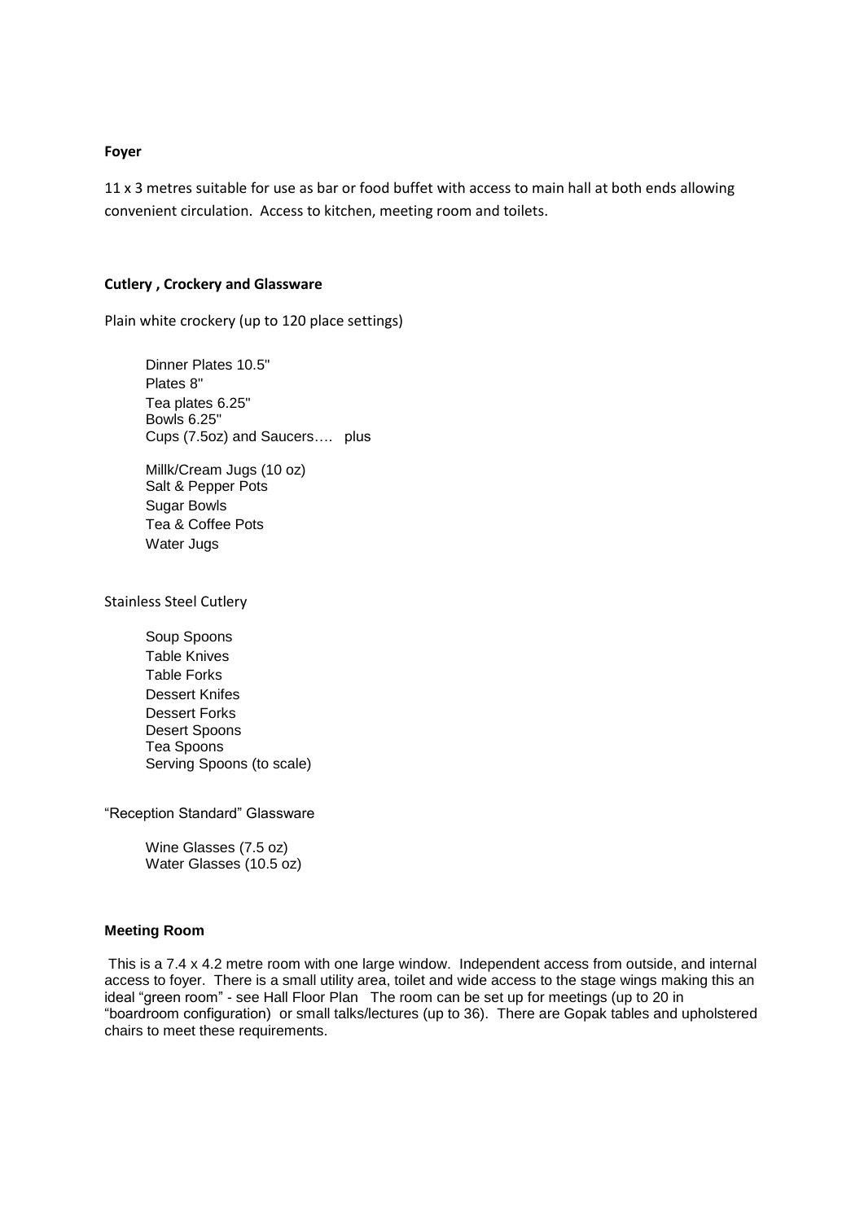**Foyer**

11 x 3 metres suitable for use as bar or food buffet with access to main hall at both ends allowing convenient circulation. Access to kitchen, meeting room and toilets.

**Cutlery , Crockery and Glassware**

Plain white crockery (up to 120 place settings)

- Dinner Plates 10.5"
- Plates 8"
- Tea plates 6.25"
- Bowls 6.25"
- Cups (7.5oz) and Saucers…. plus

- Millk/Cream Jugs (10 oz)
- Salt & Pepper Pots
- Sugar Bowls
- Tea & Coffee Pots
- Water Jugs

Stainless Steel Cutlery

- Soup Spoons
- Table Knives
- Table Forks
- Dessert Knifes
- Dessert Forks
- Desert Spoons
- Tea Spoons
- Serving Spoons (to scale)

"Reception Standard" Glassware

- Wine Glasses (7.5 oz)
- Water Glasses (10.5 oz)

**Meeting Room**

This is a 7.4 x 4.2 metre room with one large window. Independent access from outside, and internal access to foyer. There is a small utility area, toilet and wide access to the stage wings making this an ideal "green room" - see Hall Floor Plan The room can be set up for meetings (up to 20 in "boardroom configuration) or small talks/lectures (up to 36). There are Gopak tables and upholstered chairs to meet these requirements.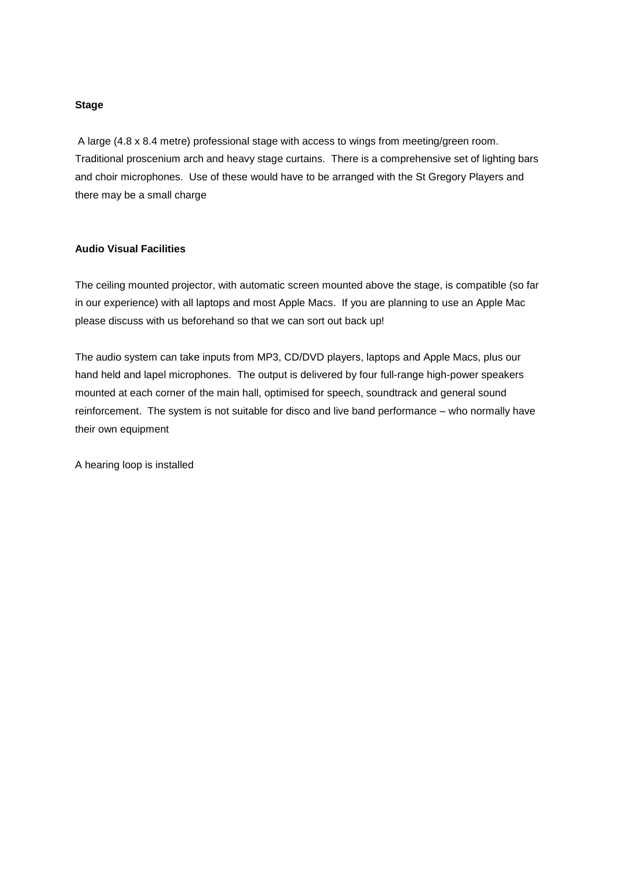**Stage**

A large (4.8 x 8.4 metre) professional stage with access to wings from meeting/green room. Traditional proscenium arch and heavy stage curtains. There is a comprehensive set of lighting bars and choir microphones. Use of these would have to be arranged with the St Gregory Players and there may be a small charge

**Audio Visual Facilities**

The ceiling mounted projector, with automatic screen mounted above the stage, is compatible (so far in our experience) with all laptops and most Apple Macs. If you are planning to use an Apple Mac please discuss with us beforehand so that we can sort out back up!

The audio system can take inputs from MP3, CD/DVD players, laptops and Apple Macs, plus our hand held and lapel microphones. The output is delivered by four full-range high-power speakers mounted at each corner of the main hall, optimised for speech, soundtrack and general sound reinforcement. The system is not suitable for disco and live band performance – who normally have their own equipment

A hearing loop is installed